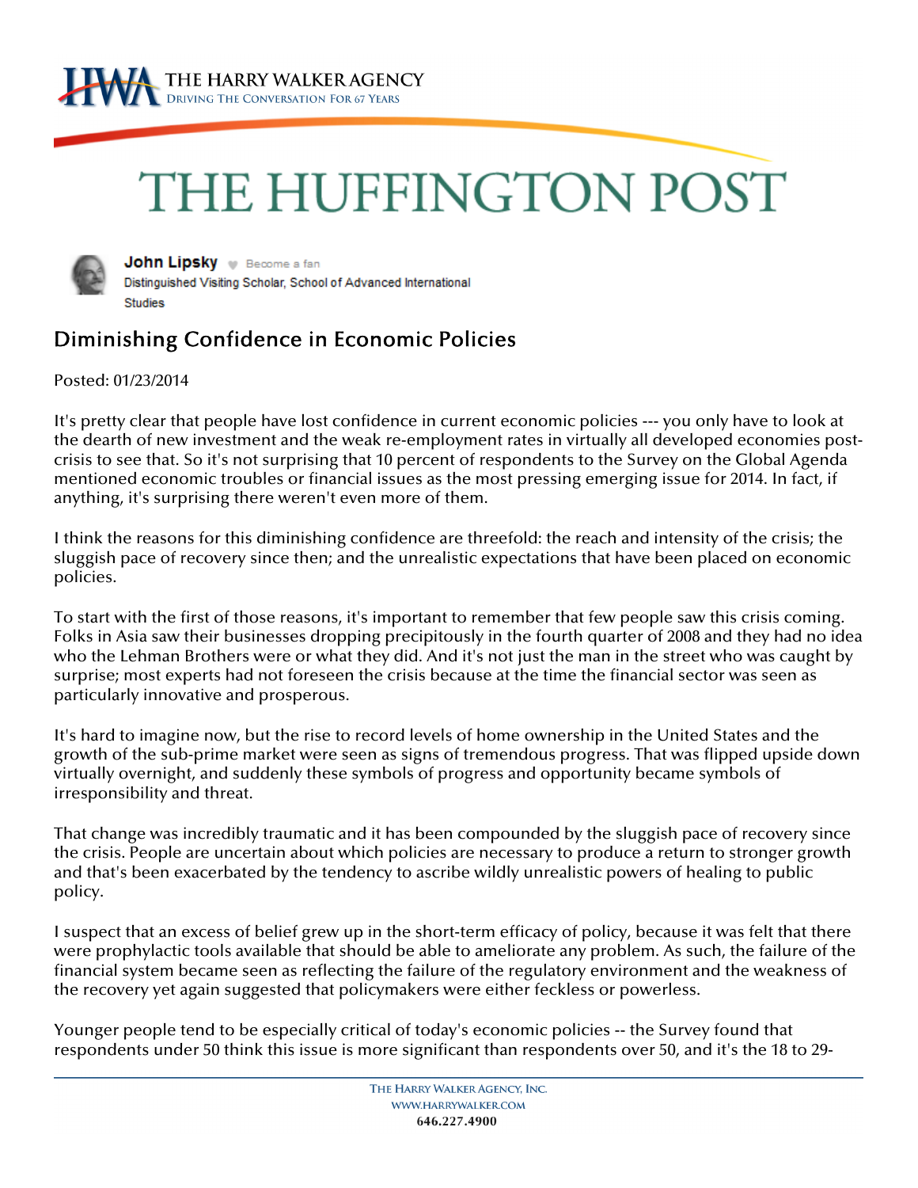# THE HUFFINGTON POST

**John Lipsky** Become a fan
Distinguished Visiting Scholar, School of Advanced International Studies

## Diminishing Confidence in Economic Policies

Posted: 01/23/2014

It's pretty clear that people have lost confidence in current economic policies --- you only have to look at the dearth of new investment and the weak re-employment rates in virtually all developed economies post-crisis to see that. So it's not surprising that 10 percent of respondents to the Survey on the Global Agenda mentioned economic troubles or financial issues as the most pressing emerging issue for 2014. In fact, if anything, it's surprising there weren't even more of them.

I think the reasons for this diminishing confidence are threefold: the reach and intensity of the crisis; the sluggish pace of recovery since then; and the unrealistic expectations that have been placed on economic policies.

To start with the first of those reasons, it's important to remember that few people saw this crisis coming. Folks in Asia saw their businesses dropping precipitously in the fourth quarter of 2008 and they had no idea who the Lehman Brothers were or what they did. And it's not just the man in the street who was caught by surprise; most experts had not foreseen the crisis because at the time the financial sector was seen as particularly innovative and prosperous.

It's hard to imagine now, but the rise to record levels of home ownership in the United States and the growth of the sub-prime market were seen as signs of tremendous progress. That was flipped upside down virtually overnight, and suddenly these symbols of progress and opportunity became symbols of irresponsibility and threat.

That change was incredibly traumatic and it has been compounded by the sluggish pace of recovery since the crisis. People are uncertain about which policies are necessary to produce a return to stronger growth and that's been exacerbated by the tendency to ascribe wildly unrealistic powers of healing to public policy.

I suspect that an excess of belief grew up in the short-term efficacy of policy, because it was felt that there were prophylactic tools available that should be able to ameliorate any problem. As such, the failure of the financial system became seen as reflecting the failure of the regulatory environment and the weakness of the recovery yet again suggested that policymakers were either feckless or powerless.

Younger people tend to be especially critical of today's economic policies -- the Survey found that respondents under 50 think this issue is more significant than respondents over 50, and it's the 18 to 29-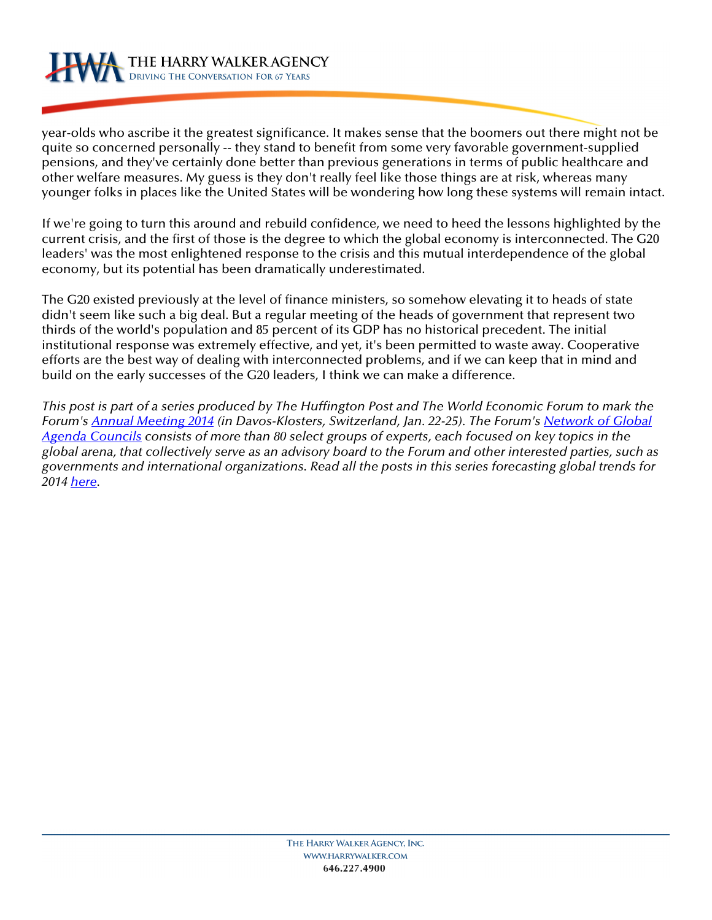year-olds who ascribe it the greatest significance. It makes sense that the boomers out there might not be quite so concerned personally -- they stand to benefit from some very favorable government-supplied pensions, and they've certainly done better than previous generations in terms of public healthcare and other welfare measures. My guess is they don't really feel like those things are at risk, whereas many younger folks in places like the United States will be wondering how long these systems will remain intact.

If we're going to turn this around and rebuild confidence, we need to heed the lessons highlighted by the current crisis, and the first of those is the degree to which the global economy is interconnected. The G20 leaders' was the most enlightened response to the crisis and this mutual interdependence of the global economy, but its potential has been dramatically underestimated.

The G20 existed previously at the level of finance ministers, so somehow elevating it to heads of state didn't seem like such a big deal. But a regular meeting of the heads of government that represent two thirds of the world's population and 85 percent of its GDP has no historical precedent. The initial institutional response was extremely effective, and yet, it's been permitted to waste away. Cooperative efforts are the best way of dealing with interconnected problems, and if we can keep that in mind and build on the early successes of the G20 leaders, I think we can make a difference.

*This post is part of a series produced by The Huffington Post and The World Economic Forum to mark the Forum's [Annual Meeting 2014] (in Davos-Klosters, Switzerland, Jan. 22-25). The Forum's [Network of Global Agenda Councils] consists of more than 80 select groups of experts, each focused on key topics in the global arena, that collectively serve as an advisory board to the Forum and other interested parties, such as governments and international organizations. Read all the posts in this series forecasting global trends for 2014 [here].*